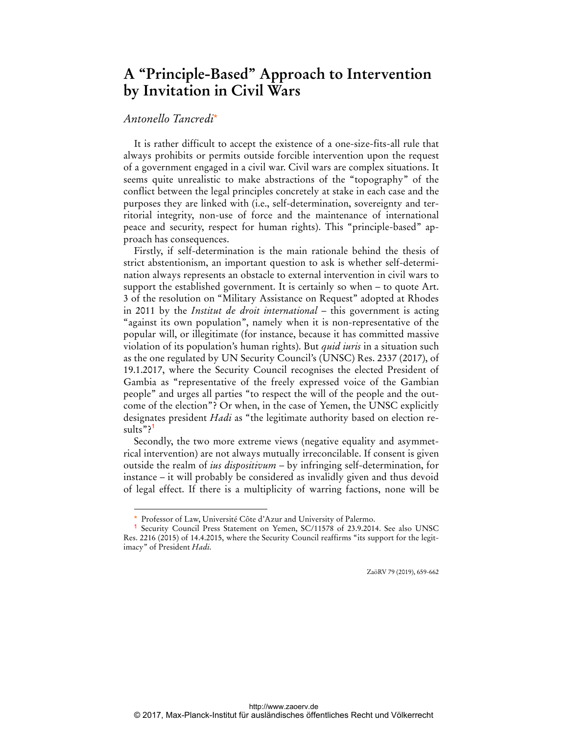# A "Principle-Based" Approach to Intervention by Invitation in Civil Wars

*Antonello Tancredi*[*]

It is rather difficult to accept the existence of a one-size-fits-all rule that always prohibits or permits outside forcible intervention upon the request of a government engaged in a civil war. Civil wars are complex situations. It seems quite unrealistic to make abstractions of the "topography" of the conflict between the legal principles concretely at stake in each case and the purposes they are linked with (i.e., self-determination, sovereignty and territorial integrity, non-use of force and the maintenance of international peace and security, respect for human rights). This "principle-based" approach has consequences.

Firstly, if self-determination is the main rationale behind the thesis of strict abstentionism, an important question to ask is whether self-determination always represents an obstacle to external intervention in civil wars to support the established government. It is certainly so when – to quote Art. 3 of the resolution on "Military Assistance on Request" adopted at Rhodes in 2011 by the *Institut de droit international* – this government is acting "against its own population", namely when it is non-representative of the popular will, or illegitimate (for instance, because it has committed massive violation of its population's human rights). But *quid iuris* in a situation such as the one regulated by UN Security Council's (UNSC) Res. 2337 (2017), of 19.1.2017, where the Security Council recognises the elected President of Gambia as "representative of the freely expressed voice of the Gambian people" and urges all parties "to respect the will of the people and the outcome of the election"? Or when, in the case of Yemen, the UNSC explicitly designates president *Hadi* as "the legitimate authority based on election results"?[1]

Secondly, the two more extreme views (negative equality and asymmetrical intervention) are not always mutually irreconcilable. If consent is given outside the realm of *ius dispositivum* – by infringing self-determination, for instance – it will probably be considered as invalidly given and thus devoid of legal effect. If there is a multiplicity of warring factions, none will be

---

[*] Professor of Law, Université Côte d'Azur and University of Palermo.

[1] Security Council Press Statement on Yemen, SC/11578 of 23.9.2014. See also UNSC Res. 2216 (2015) of 14.4.2015, where the Security Council reaffirms "its support for the legitimacy" of President *Hadi*.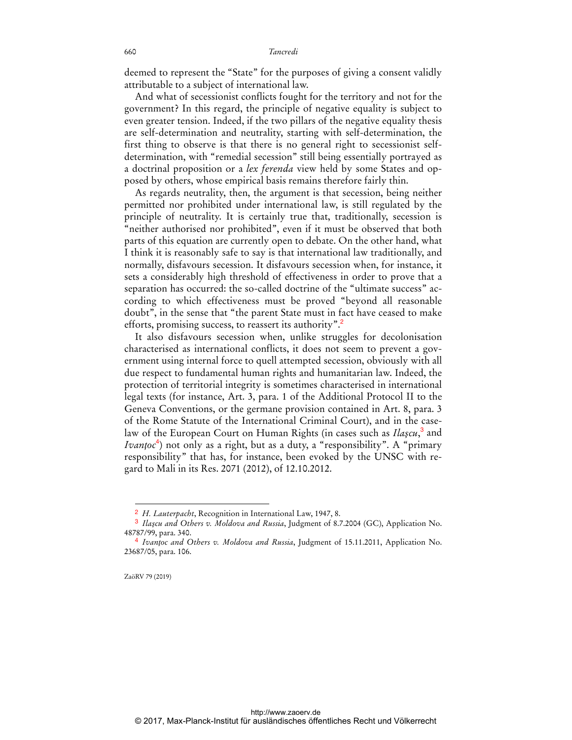deemed to represent the "State" for the purposes of giving a consent validly attributable to a subject of international law.

And what of secessionist conflicts fought for the territory and not for the government? In this regard, the principle of negative equality is subject to even greater tension. Indeed, if the two pillars of the negative equality thesis are self-determination and neutrality, starting with self-determination, the first thing to observe is that there is no general right to secessionist self-determination, with "remedial secession" still being essentially portrayed as a doctrinal proposition or a *lex ferenda* view held by some States and opposed by others, whose empirical basis remains therefore fairly thin.

As regards neutrality, then, the argument is that secession, being neither permitted nor prohibited under international law, is still regulated by the principle of neutrality. It is certainly true that, traditionally, secession is "neither authorised nor prohibited", even if it must be observed that both parts of this equation are currently open to debate. On the other hand, what I think it is reasonably safe to say is that international law traditionally, and normally, disfavours secession. It disfavours secession when, for instance, it sets a considerably high threshold of effectiveness in order to prove that a separation has occurred: the so-called doctrine of the "ultimate success" according to which effectiveness must be proved "beyond all reasonable doubt", in the sense that "the parent State must in fact have ceased to make efforts, promising success, to reassert its authority".[2]

It also disfavours secession when, unlike struggles for decolonisation characterised as international conflicts, it does not seem to prevent a government using internal force to quell attempted secession, obviously with all due respect to fundamental human rights and humanitarian law. Indeed, the protection of territorial integrity is sometimes characterised in international legal texts (for instance, Art. 3, para. 1 of the Additional Protocol II to the Geneva Conventions, or the germane provision contained in Art. 8, para. 3 of the Rome Statute of the International Criminal Court), and in the case-law of the European Court on Human Rights (in cases such as *Ilaşcu*,[3] and *Ivanţoc*[4]) not only as a right, but as a duty, a "responsibility". A "primary responsibility" that has, for instance, been evoked by the UNSC with regard to Mali in its Res. 2071 (2012), of 12.10.2012.

---

[2] *H. Lauterpacht*, Recognition in International Law, 1947, 8.

[3] *Ilaşcu and Others v. Moldova and Russia*, Judgment of 8.7.2004 (GC), Application No. 48787/99, para. 340.

[4] *Ivanţoc and Others v. Moldova and Russia*, Judgment of 15.11.2011, Application No. 23687/05, para. 106.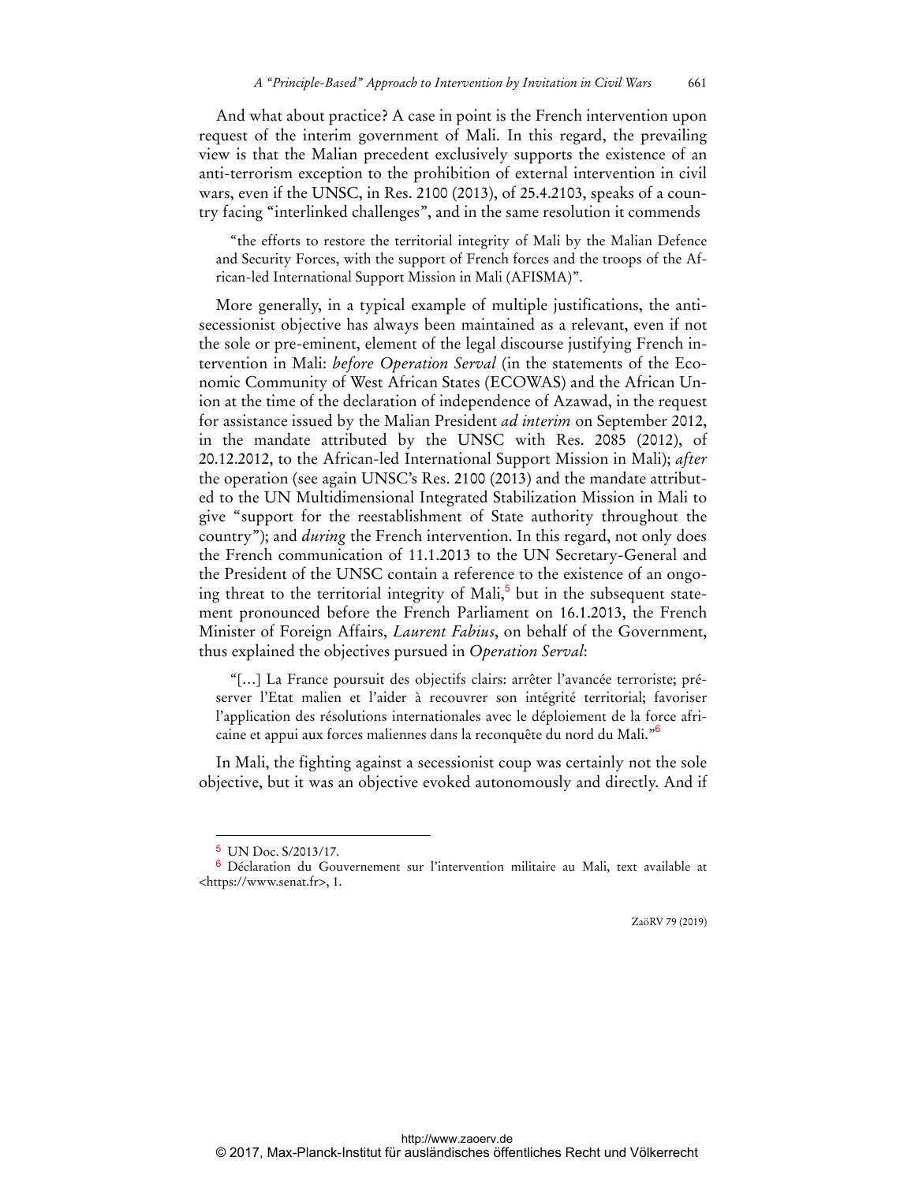And what about practice? A case in point is the French intervention upon request of the interim government of Mali. In this regard, the prevailing view is that the Malian precedent exclusively supports the existence of an anti-terrorism exception to the prohibition of external intervention in civil wars, even if the UNSC, in Res. 2100 (2013), of 25.4.2103, speaks of a country facing "interlinked challenges", and in the same resolution it commends

> "the efforts to restore the territorial integrity of Mali by the Malian Defence and Security Forces, with the support of French forces and the troops of the African-led International Support Mission in Mali (AFISMA)".

More generally, in a typical example of multiple justifications, the anti-secessionist objective has always been maintained as a relevant, even if not the sole or pre-eminent, element of the legal discourse justifying French intervention in Mali: *before Operation Serval* (in the statements of the Economic Community of West African States (ECOWAS) and the African Union at the time of the declaration of independence of Azawad, in the request for assistance issued by the Malian President *ad interim* on September 2012, in the mandate attributed by the UNSC with Res. 2085 (2012), of 20.12.2012, to the African-led International Support Mission in Mali); *after* the operation (see again UNSC's Res. 2100 (2013) and the mandate attributed to the UN Multidimensional Integrated Stabilization Mission in Mali to give "support for the reestablishment of State authority throughout the country"); and *during* the French intervention. In this regard, not only does the French communication of 11.1.2013 to the UN Secretary-General and the President of the UNSC contain a reference to the existence of an ongoing threat to the territorial integrity of Mali,[5] but in the subsequent statement pronounced before the French Parliament on 16.1.2013, the French Minister of Foreign Affairs, *Laurent Fabius*, on behalf of the Government, thus explained the objectives pursued in *Operation Serval*:

> "[…] La France poursuit des objectifs clairs: arrêter l'avancée terroriste; préserver l'Etat malien et l'aider à recouvrer son intégrité territorial; favoriser l'application des résolutions internationales avec le déploiement de la force africaine et appui aux forces maliennes dans la reconquête du nord du Mali."[6]

In Mali, the fighting against a secessionist coup was certainly not the sole objective, but it was an objective evoked autonomously and directly. And if

---

[5] UN Doc. S/2013/17.

[6] Déclaration du Gouvernement sur l'intervention militaire au Mali, text available at <https://www.senat.fr>, 1.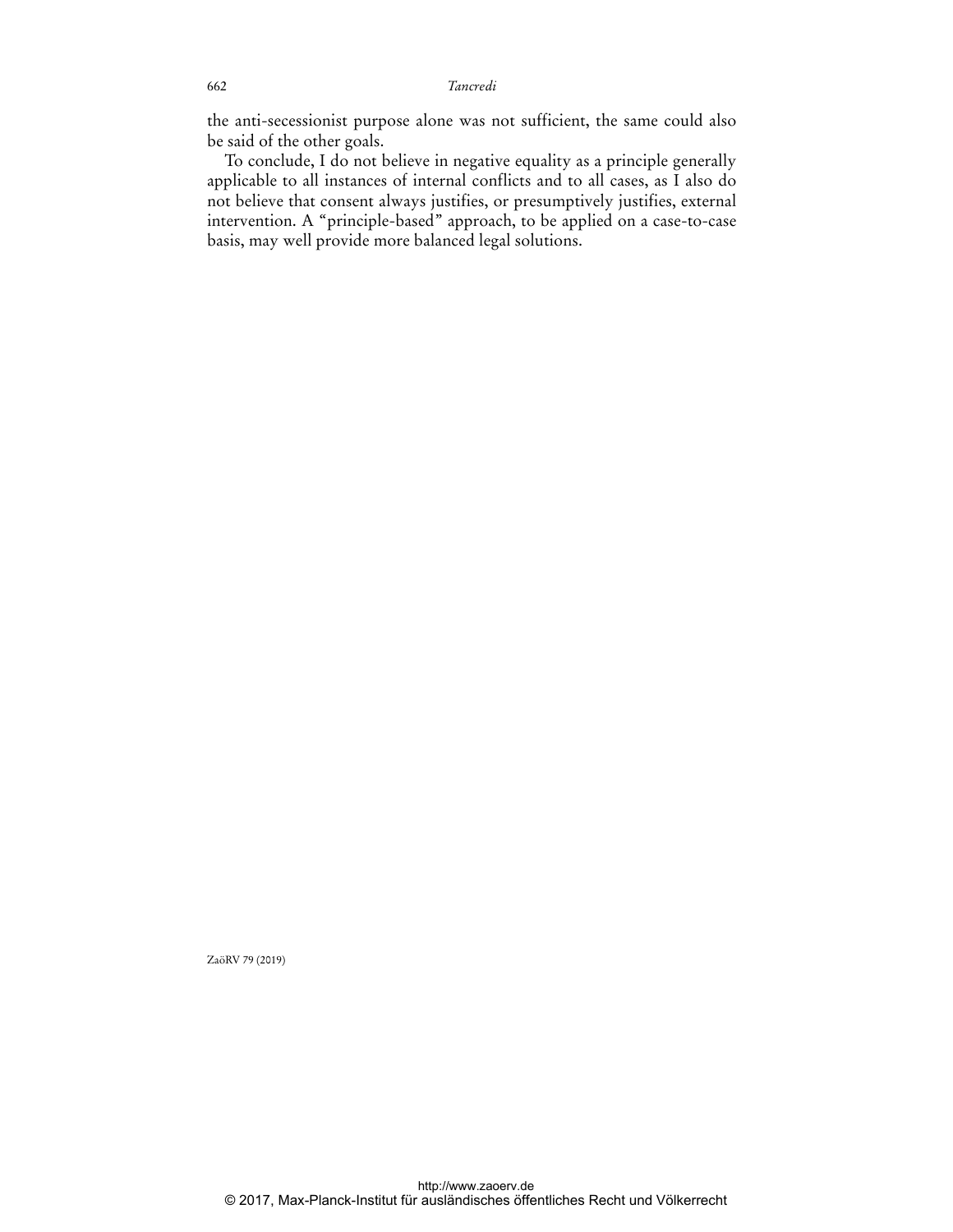the anti-secessionist purpose alone was not sufficient, the same could also be said of the other goals.

To conclude, I do not believe in negative equality as a principle generally applicable to all instances of internal conflicts and to all cases, as I also do not believe that consent always justifies, or presumptively justifies, external intervention. A "principle-based" approach, to be applied on a case-to-case basis, may well provide more balanced legal solutions.